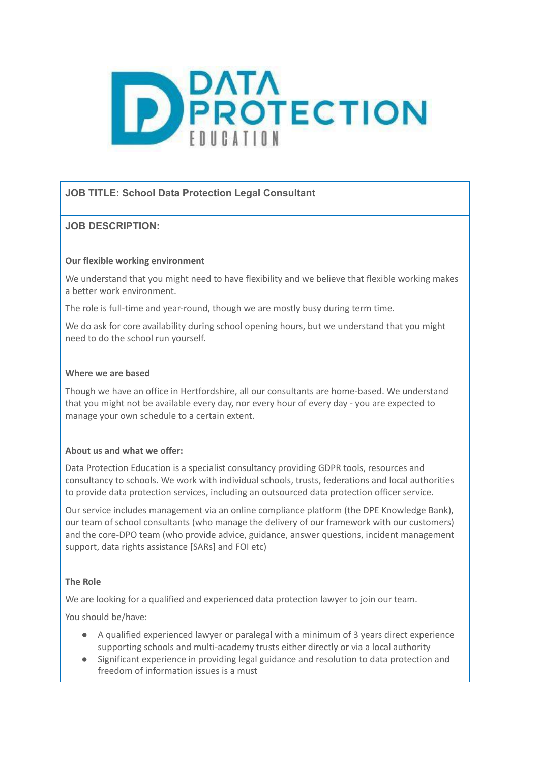# DATA PROTECTION EDUCATION

## JOB TITLE: School Data Protection Legal Consultant

## JOB DESCRIPTION:

**Our flexible working environment**

We understand that you might need to have flexibility and we believe that flexible working makes a better work environment.

The role is full-time and year-round, though we are mostly busy during term time.

We do ask for core availability during school opening hours, but we understand that you might need to do the school run yourself.

**Where we are based**

Though we have an office in Hertfordshire, all our consultants are home-based. We understand that you might not be available every day, nor every hour of every day - you are expected to manage your own schedule to a certain extent.

**About us and what we offer:**

Data Protection Education is a specialist consultancy providing GDPR tools, resources and consultancy to schools. We work with individual schools, trusts, federations and local authorities to provide data protection services, including an outsourced data protection officer service.

Our service includes management via an online compliance platform (the DPE Knowledge Bank), our team of school consultants (who manage the delivery of our framework with our customers) and the core-DPO team (who provide advice, guidance, answer questions, incident management support, data rights assistance [SARs] and FOI etc)

**The Role**

We are looking for a qualified and experienced data protection lawyer to join our team.

You should be/have:

- A qualified experienced lawyer or paralegal with a minimum of 3 years direct experience supporting schools and multi-academy trusts either directly or via a local authority
- Significant experience in providing legal guidance and resolution to data protection and freedom of information issues is a must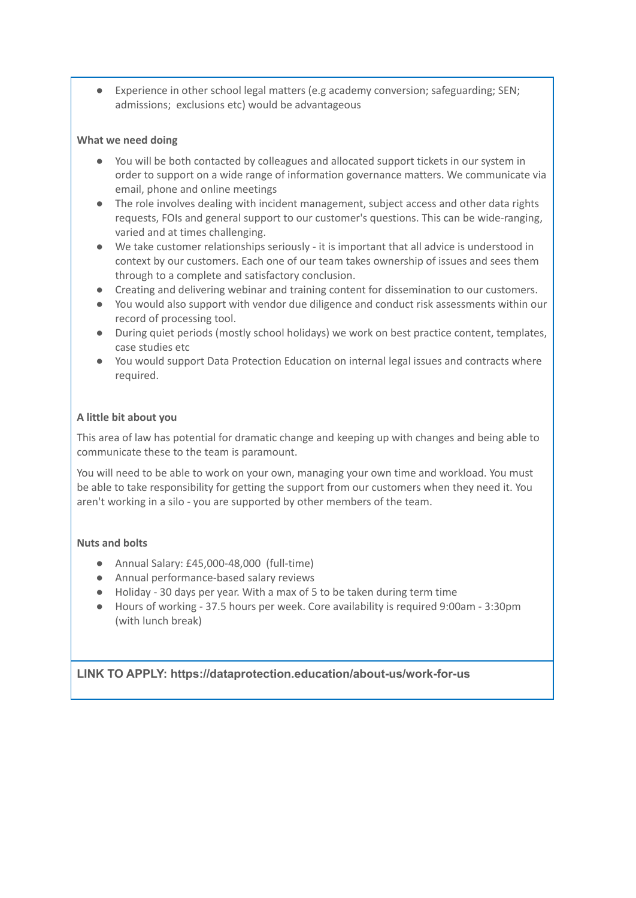- Experience in other school legal matters (e.g academy conversion; safeguarding; SEN; admissions; exclusions etc) would be advantageous

**What we need doing**

- You will be both contacted by colleagues and allocated support tickets in our system in order to support on a wide range of information governance matters. We communicate via email, phone and online meetings
- The role involves dealing with incident management, subject access and other data rights requests, FOIs and general support to our customer's questions. This can be wide-ranging, varied and at times challenging.
- We take customer relationships seriously - it is important that all advice is understood in context by our customers. Each one of our team takes ownership of issues and sees them through to a complete and satisfactory conclusion.
- Creating and delivering webinar and training content for dissemination to our customers.
- You would also support with vendor due diligence and conduct risk assessments within our record of processing tool.
- During quiet periods (mostly school holidays) we work on best practice content, templates, case studies etc
- You would support Data Protection Education on internal legal issues and contracts where required.

**A little bit about you**

This area of law has potential for dramatic change and keeping up with changes and being able to communicate these to the team is paramount.

You will need to be able to work on your own, managing your own time and workload. You must be able to take responsibility for getting the support from our customers when they need it. You aren't working in a silo - you are supported by other members of the team.

**Nuts and bolts**

- Annual Salary: £45,000-48,000 (full-time)
- Annual performance-based salary reviews
- Holiday - 30 days per year. With a max of 5 to be taken during term time
- Hours of working - 37.5 hours per week. Core availability is required 9:00am - 3:30pm (with lunch break)

**LINK TO APPLY: https://dataprotection.education/about-us/work-for-us**